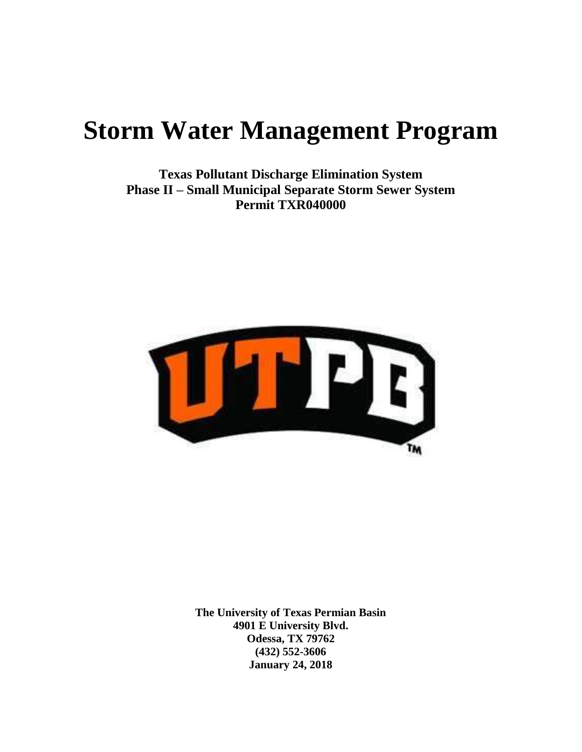# Storm Water Management Program

**Texas Pollutant Discharge Elimination System**
**Phase II – Small Municipal Separate Storm Sewer System**
**Permit TXR040000**

**The University of Texas Permian Basin**
**4901 E University Blvd.**
**Odessa, TX 79762**
**(432) 552-3606**
**January 24, 2018**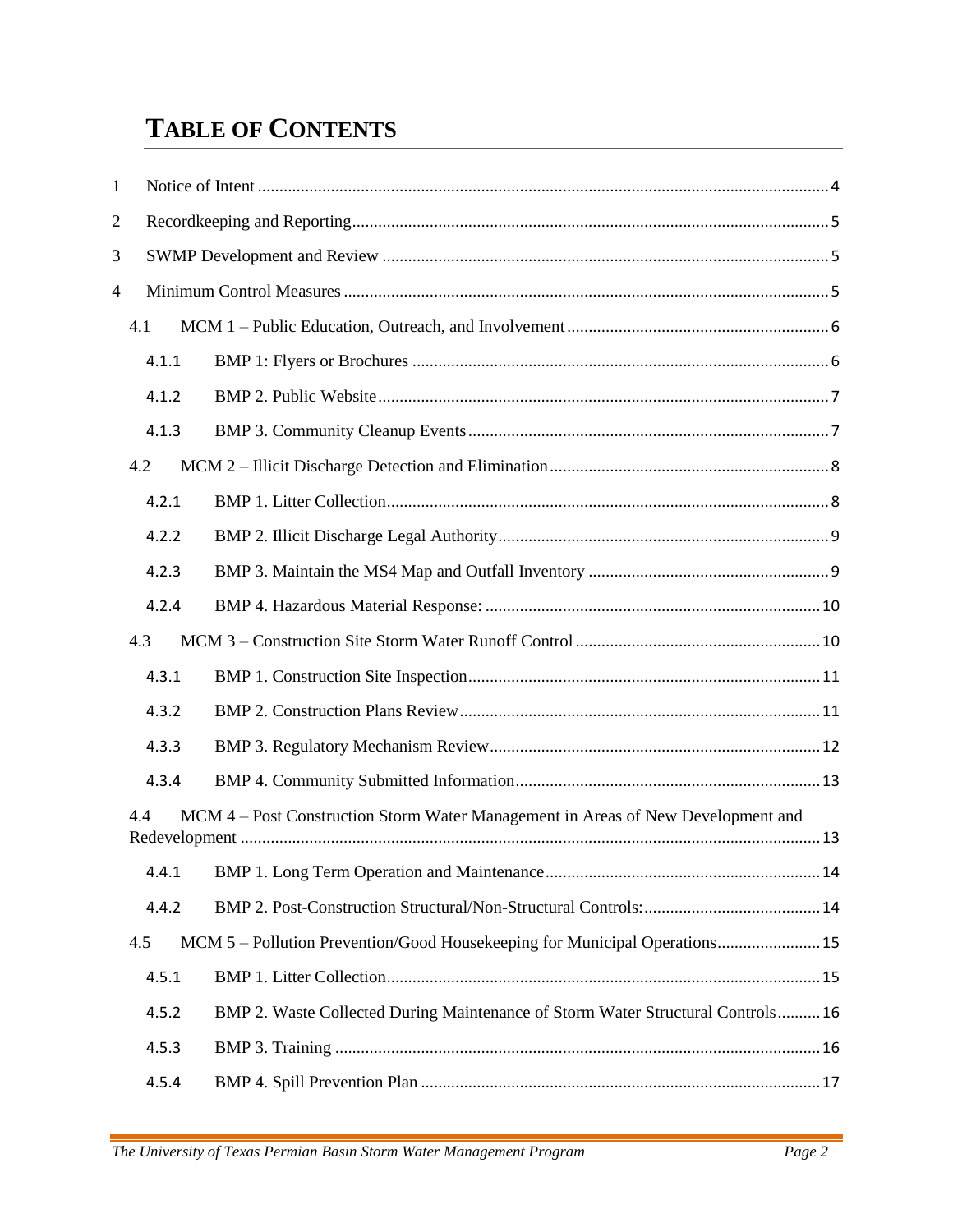# TABLE OF CONTENTS

1 Notice of Intent ..... 4

2 Recordkeeping and Reporting ..... 5

3 SWMP Development and Review ..... 5

4 Minimum Control Measures ..... 5

- 4.1 MCM 1 – Public Education, Outreach, and Involvement ..... 6
  - 4.1.1 BMP 1: Flyers or Brochures ..... 6
  - 4.1.2 BMP 2. Public Website ..... 7
  - 4.1.3 BMP 3. Community Cleanup Events ..... 7
- 4.2 MCM 2 – Illicit Discharge Detection and Elimination ..... 8
  - 4.2.1 BMP 1. Litter Collection ..... 8
  - 4.2.2 BMP 2. Illicit Discharge Legal Authority ..... 9
  - 4.2.3 BMP 3. Maintain the MS4 Map and Outfall Inventory ..... 9
  - 4.2.4 BMP 4. Hazardous Material Response: ..... 10
- 4.3 MCM 3 – Construction Site Storm Water Runoff Control ..... 10
  - 4.3.1 BMP 1. Construction Site Inspection ..... 11
  - 4.3.2 BMP 2. Construction Plans Review ..... 11
  - 4.3.3 BMP 3. Regulatory Mechanism Review ..... 12
  - 4.3.4 BMP 4. Community Submitted Information ..... 13
- 4.4 MCM 4 – Post Construction Storm Water Management in Areas of New Development and Redevelopment ..... 13
  - 4.4.1 BMP 1. Long Term Operation and Maintenance ..... 14
  - 4.4.2 BMP 2. Post-Construction Structural/Non-Structural Controls: ..... 14
- 4.5 MCM 5 – Pollution Prevention/Good Housekeeping for Municipal Operations ..... 15
  - 4.5.1 BMP 1. Litter Collection ..... 15
  - 4.5.2 BMP 2. Waste Collected During Maintenance of Storm Water Structural Controls ..... 16
  - 4.5.3 BMP 3. Training ..... 16
  - 4.5.4 BMP 4. Spill Prevention Plan ..... 17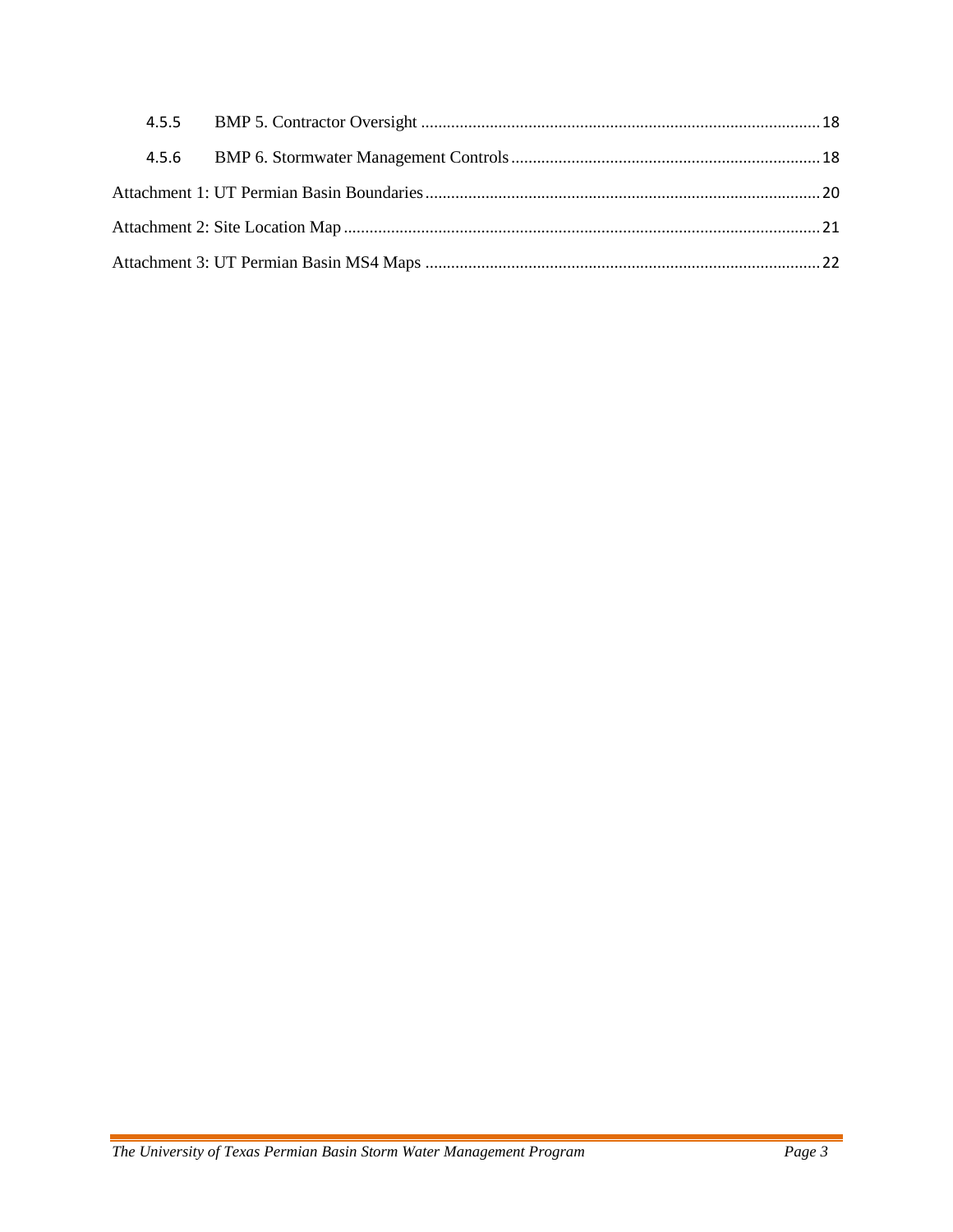4.5.5 BMP 5. Contractor Oversight ........................................................................................................ 18

4.5.6 BMP 6. Stormwater Management Controls ........................................................................ 18

Attachment 1: UT Permian Basin Boundaries ........................................................................................ 20

Attachment 2: Site Location Map ........................................................................................................... 21

Attachment 3: UT Permian Basin MS4 Maps ......................................................................................... 22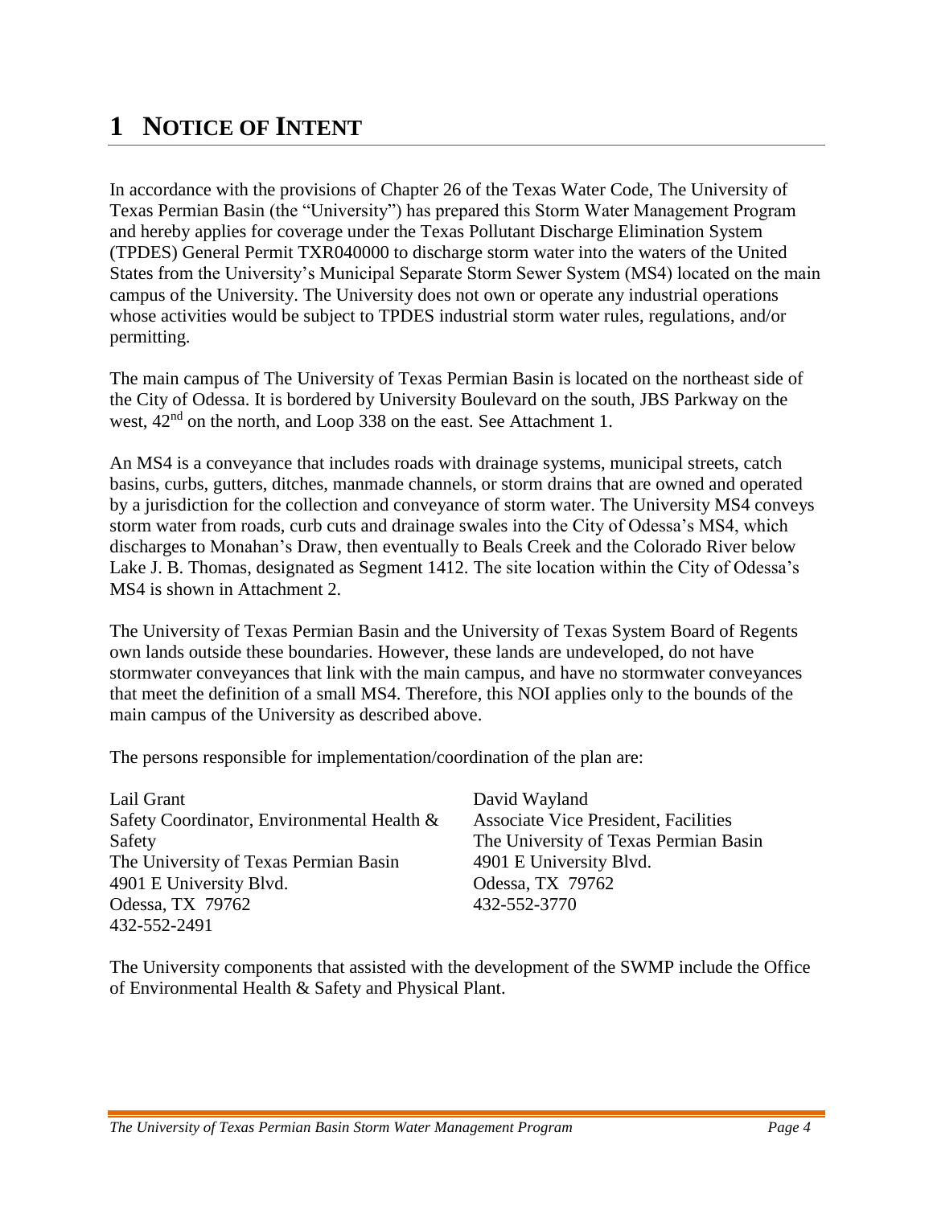# 1 NOTICE OF INTENT

In accordance with the provisions of Chapter 26 of the Texas Water Code, The University of Texas Permian Basin (the "University") has prepared this Storm Water Management Program and hereby applies for coverage under the Texas Pollutant Discharge Elimination System (TPDES) General Permit TXR040000 to discharge storm water into the waters of the United States from the University's Municipal Separate Storm Sewer System (MS4) located on the main campus of the University. The University does not own or operate any industrial operations whose activities would be subject to TPDES industrial storm water rules, regulations, and/or permitting.

The main campus of The University of Texas Permian Basin is located on the northeast side of the City of Odessa. It is bordered by University Boulevard on the south, JBS Parkway on the west, 42nd on the north, and Loop 338 on the east. See Attachment 1.

An MS4 is a conveyance that includes roads with drainage systems, municipal streets, catch basins, curbs, gutters, ditches, manmade channels, or storm drains that are owned and operated by a jurisdiction for the collection and conveyance of storm water. The University MS4 conveys storm water from roads, curb cuts and drainage swales into the City of Odessa's MS4, which discharges to Monahan's Draw, then eventually to Beals Creek and the Colorado River below Lake J. B. Thomas, designated as Segment 1412. The site location within the City of Odessa's MS4 is shown in Attachment 2.

The University of Texas Permian Basin and the University of Texas System Board of Regents own lands outside these boundaries. However, these lands are undeveloped, do not have stormwater conveyances that link with the main campus, and have no stormwater conveyances that meet the definition of a small MS4. Therefore, this NOI applies only to the bounds of the main campus of the University as described above.

The persons responsible for implementation/coordination of the plan are:

Lail Grant
Safety Coordinator, Environmental Health & Safety
The University of Texas Permian Basin
4901 E University Blvd.
Odessa, TX 79762
432-552-2491

David Wayland
Associate Vice President, Facilities
The University of Texas Permian Basin
4901 E University Blvd.
Odessa, TX 79762
432-552-3770

The University components that assisted with the development of the SWMP include the Office of Environmental Health & Safety and Physical Plant.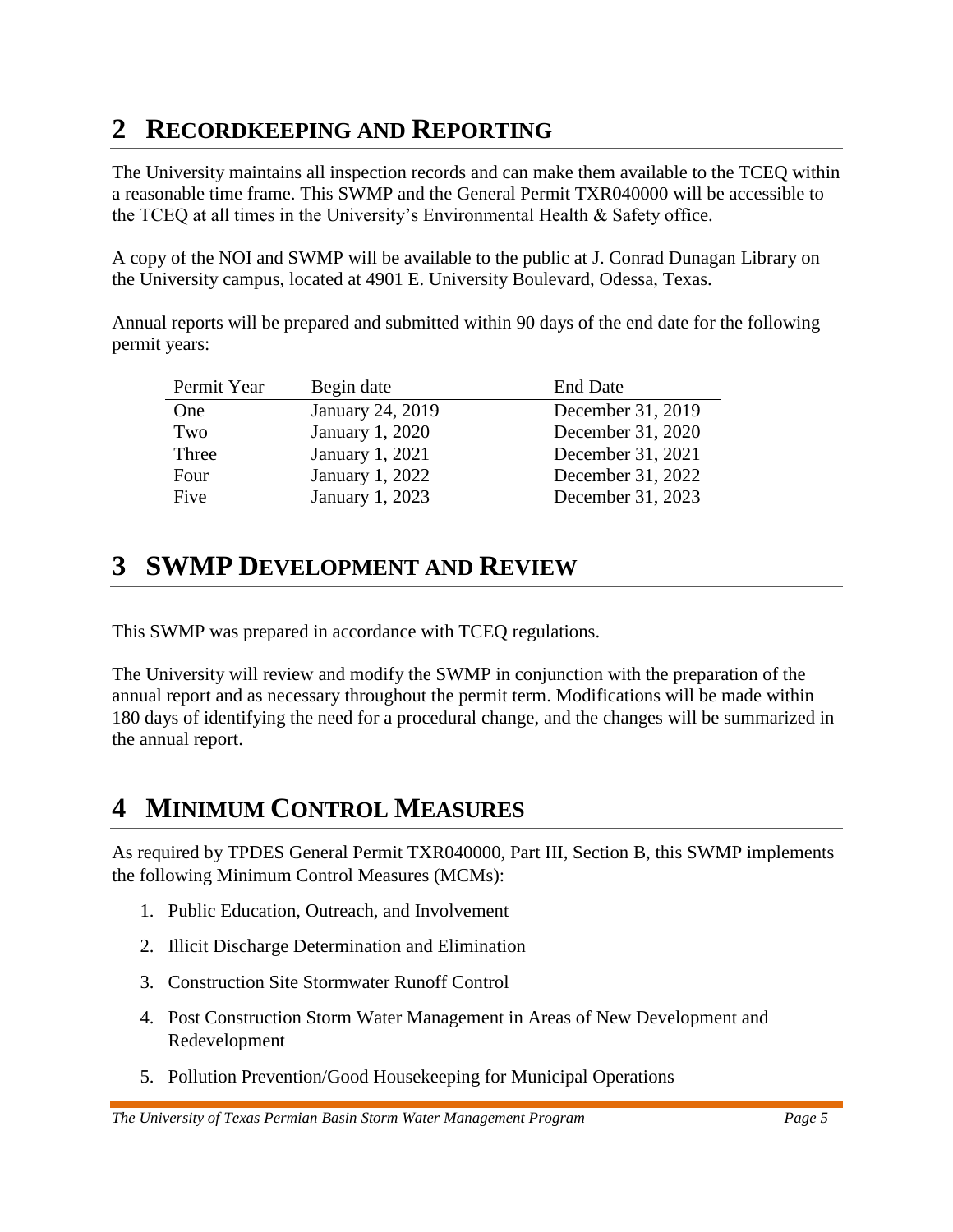# 2 RECORDKEEPING AND REPORTING

The University maintains all inspection records and can make them available to the TCEQ within a reasonable time frame. This SWMP and the General Permit TXR040000 will be accessible to the TCEQ at all times in the University's Environmental Health & Safety office.

A copy of the NOI and SWMP will be available to the public at J. Conrad Dunagan Library on the University campus, located at 4901 E. University Boulevard, Odessa, Texas.

Annual reports will be prepared and submitted within 90 days of the end date for the following permit years:

| Permit Year | Begin date | End Date |
|---|---|---|
| One | January 24, 2019 | December 31, 2019 |
| Two | January 1, 2020 | December 31, 2020 |
| Three | January 1, 2021 | December 31, 2021 |
| Four | January 1, 2022 | December 31, 2022 |
| Five | January 1, 2023 | December 31, 2023 |

# 3 SWMP DEVELOPMENT AND REVIEW

This SWMP was prepared in accordance with TCEQ regulations.

The University will review and modify the SWMP in conjunction with the preparation of the annual report and as necessary throughout the permit term. Modifications will be made within 180 days of identifying the need for a procedural change, and the changes will be summarized in the annual report.

# 4 MINIMUM CONTROL MEASURES

As required by TPDES General Permit TXR040000, Part III, Section B, this SWMP implements the following Minimum Control Measures (MCMs):

1. Public Education, Outreach, and Involvement
2. Illicit Discharge Determination and Elimination
3. Construction Site Stormwater Runoff Control
4. Post Construction Storm Water Management in Areas of New Development and Redevelopment
5. Pollution Prevention/Good Housekeeping for Municipal Operations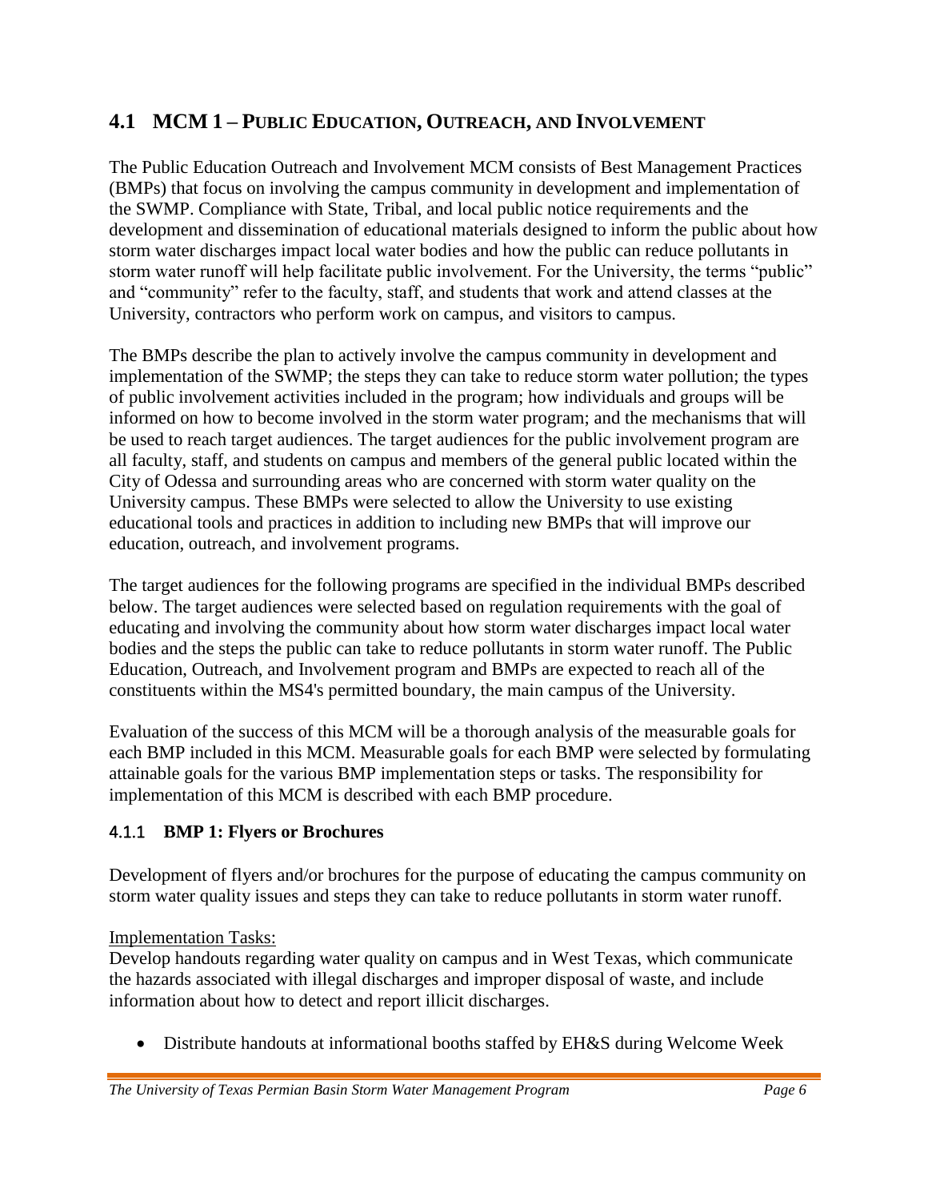## 4.1 MCM 1 – Public Education, Outreach, and Involvement

The Public Education Outreach and Involvement MCM consists of Best Management Practices (BMPs) that focus on involving the campus community in development and implementation of the SWMP. Compliance with State, Tribal, and local public notice requirements and the development and dissemination of educational materials designed to inform the public about how storm water discharges impact local water bodies and how the public can reduce pollutants in storm water runoff will help facilitate public involvement. For the University, the terms "public" and "community" refer to the faculty, staff, and students that work and attend classes at the University, contractors who perform work on campus, and visitors to campus.

The BMPs describe the plan to actively involve the campus community in development and implementation of the SWMP; the steps they can take to reduce storm water pollution; the types of public involvement activities included in the program; how individuals and groups will be informed on how to become involved in the storm water program; and the mechanisms that will be used to reach target audiences. The target audiences for the public involvement program are all faculty, staff, and students on campus and members of the general public located within the City of Odessa and surrounding areas who are concerned with storm water quality on the University campus. These BMPs were selected to allow the University to use existing educational tools and practices in addition to including new BMPs that will improve our education, outreach, and involvement programs.

The target audiences for the following programs are specified in the individual BMPs described below. The target audiences were selected based on regulation requirements with the goal of educating and involving the community about how storm water discharges impact local water bodies and the steps the public can take to reduce pollutants in storm water runoff. The Public Education, Outreach, and Involvement program and BMPs are expected to reach all of the constituents within the MS4's permitted boundary, the main campus of the University.

Evaluation of the success of this MCM will be a thorough analysis of the measurable goals for each BMP included in this MCM. Measurable goals for each BMP were selected by formulating attainable goals for the various BMP implementation steps or tasks. The responsibility for implementation of this MCM is described with each BMP procedure.

### 4.1.1 BMP 1: Flyers or Brochures

Development of flyers and/or brochures for the purpose of educating the campus community on storm water quality issues and steps they can take to reduce pollutants in storm water runoff.

Implementation Tasks:

Develop handouts regarding water quality on campus and in West Texas, which communicate the hazards associated with illegal discharges and improper disposal of waste, and include information about how to detect and report illicit discharges.

- Distribute handouts at informational booths staffed by EH&S during Welcome Week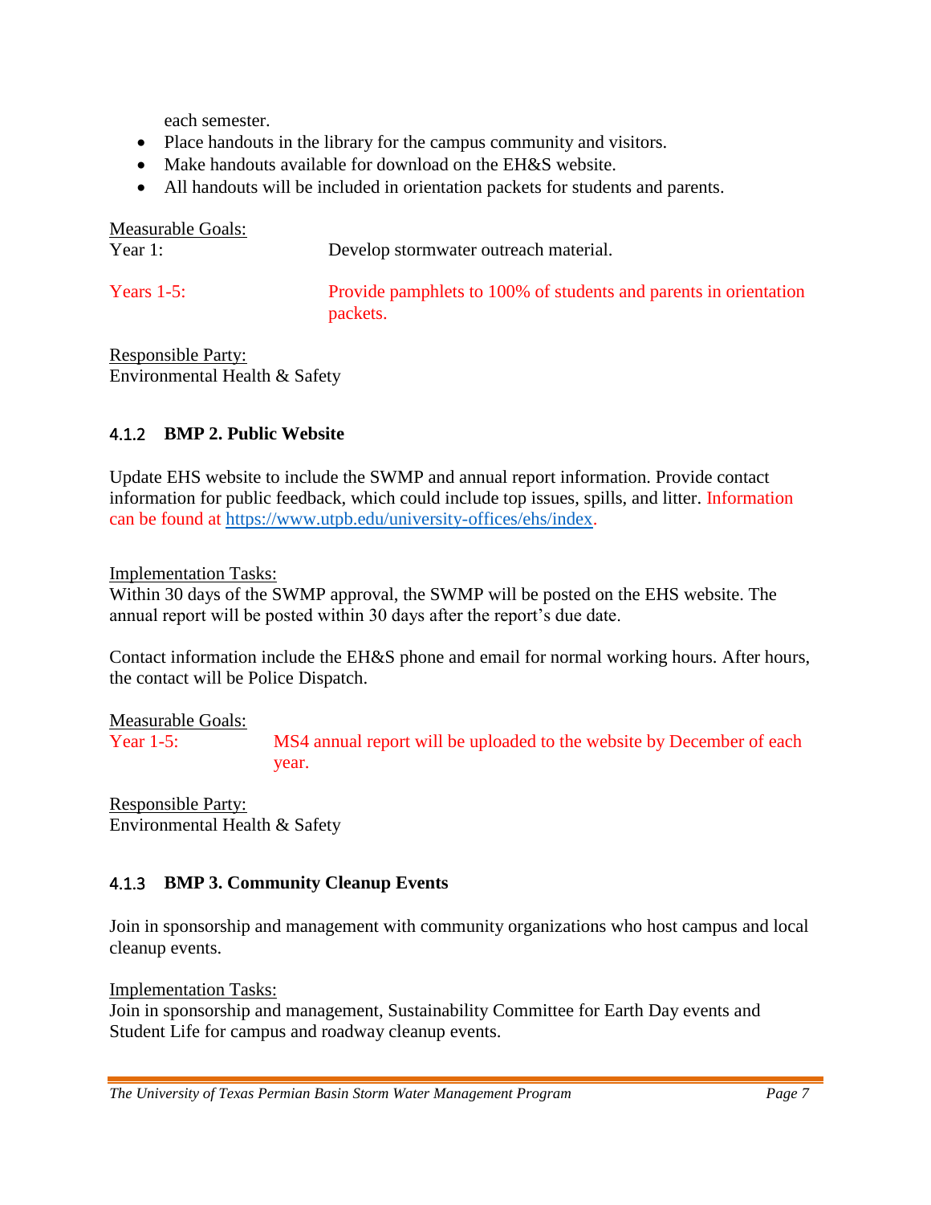each semester.

- Place handouts in the library for the campus community and visitors.
- Make handouts available for download on the EH&S website.
- All handouts will be included in orientation packets for students and parents.

Measurable Goals:

Year 1: Develop stormwater outreach material.

Years 1-5: Provide pamphlets to 100% of students and parents in orientation packets.

Responsible Party:
Environmental Health & Safety

### 4.1.2 BMP 2. Public Website

Update EHS website to include the SWMP and annual report information. Provide contact information for public feedback, which could include top issues, spills, and litter. Information can be found at [https://www.utpb.edu/university-offices/ehs/index](https://www.utpb.edu/university-offices/ehs/index).

Implementation Tasks:
Within 30 days of the SWMP approval, the SWMP will be posted on the EHS website. The annual report will be posted within 30 days after the report's due date.

Contact information include the EH&S phone and email for normal working hours. After hours, the contact will be Police Dispatch.

Measurable Goals:

Year 1-5: MS4 annual report will be uploaded to the website by December of each year.

Responsible Party:
Environmental Health & Safety

### 4.1.3 BMP 3. Community Cleanup Events

Join in sponsorship and management with community organizations who host campus and local cleanup events.

Implementation Tasks:
Join in sponsorship and management, Sustainability Committee for Earth Day events and Student Life for campus and roadway cleanup events.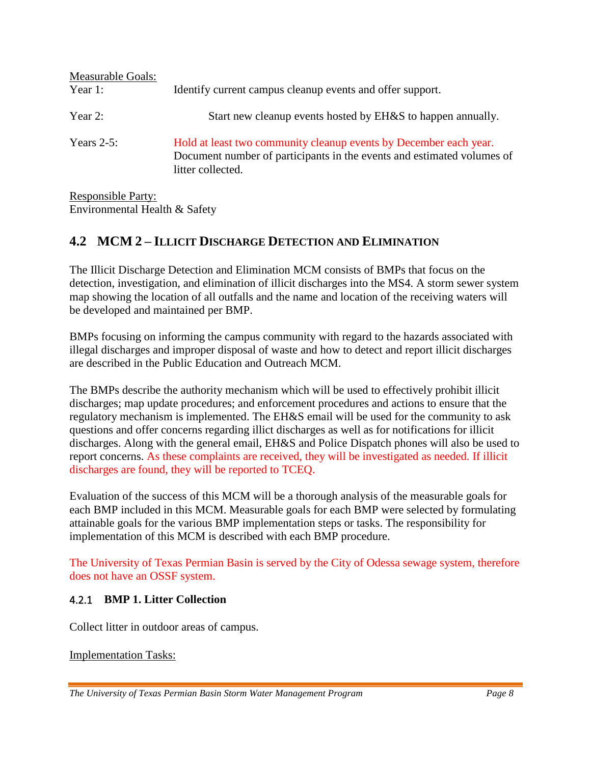Measurable Goals:

Year 1: Identify current campus cleanup events and offer support.

Year 2: Start new cleanup events hosted by EH&S to happen annually.

Years 2-5: Hold at least two community cleanup events by December each year. Document number of participants in the events and estimated volumes of litter collected.

Responsible Party:
Environmental Health & Safety

## 4.2 MCM 2 – Illicit Discharge Detection and Elimination

The Illicit Discharge Detection and Elimination MCM consists of BMPs that focus on the detection, investigation, and elimination of illicit discharges into the MS4. A storm sewer system map showing the location of all outfalls and the name and location of the receiving waters will be developed and maintained per BMP.

BMPs focusing on informing the campus community with regard to the hazards associated with illegal discharges and improper disposal of waste and how to detect and report illicit discharges are described in the Public Education and Outreach MCM.

The BMPs describe the authority mechanism which will be used to effectively prohibit illicit discharges; map update procedures; and enforcement procedures and actions to ensure that the regulatory mechanism is implemented. The EH&S email will be used for the community to ask questions and offer concerns regarding illict discharges as well as for notifications for illicit discharges. Along with the general email, EH&S and Police Dispatch phones will also be used to report concerns. As these complaints are received, they will be investigated as needed. If illicit discharges are found, they will be reported to TCEQ.

Evaluation of the success of this MCM will be a thorough analysis of the measurable goals for each BMP included in this MCM. Measurable goals for each BMP were selected by formulating attainable goals for the various BMP implementation steps or tasks. The responsibility for implementation of this MCM is described with each BMP procedure.

The University of Texas Permian Basin is served by the City of Odessa sewage system, therefore does not have an OSSF system.

### 4.2.1 BMP 1. Litter Collection

Collect litter in outdoor areas of campus.

Implementation Tasks: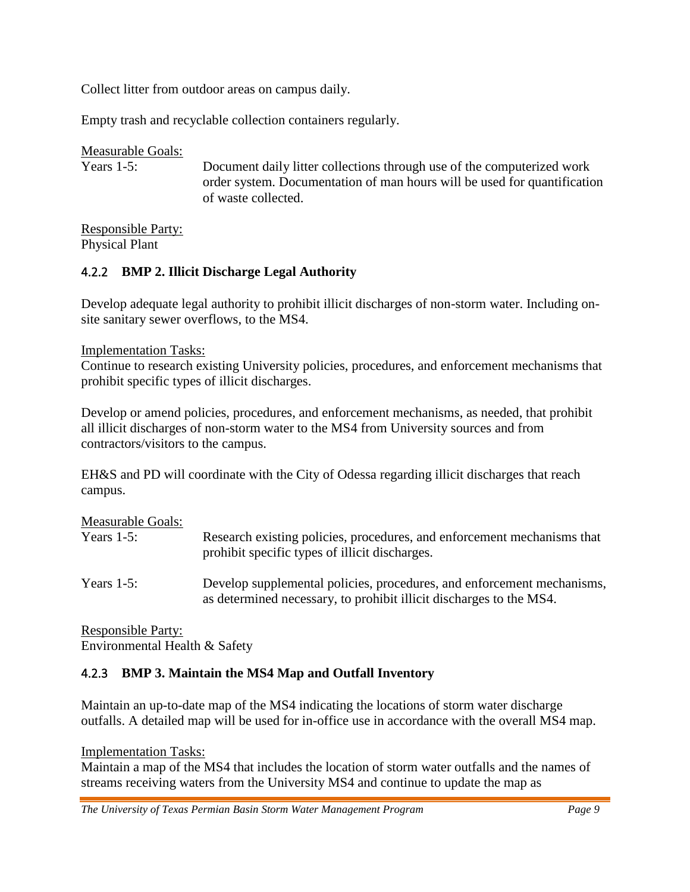Collect litter from outdoor areas on campus daily.

Empty trash and recyclable collection containers regularly.

Measurable Goals:

Years 1-5: Document daily litter collections through use of the computerized work order system. Documentation of man hours will be used for quantification of waste collected.

Responsible Party:
Physical Plant

### 4.2.2 BMP 2. Illicit Discharge Legal Authority

Develop adequate legal authority to prohibit illicit discharges of non-storm water. Including on-site sanitary sewer overflows, to the MS4.

Implementation Tasks:
Continue to research existing University policies, procedures, and enforcement mechanisms that prohibit specific types of illicit discharges.

Develop or amend policies, procedures, and enforcement mechanisms, as needed, that prohibit all illicit discharges of non-storm water to the MS4 from University sources and from contractors/visitors to the campus.

EH&S and PD will coordinate with the City of Odessa regarding illicit discharges that reach campus.

Measurable Goals:

Years 1-5: Research existing policies, procedures, and enforcement mechanisms that prohibit specific types of illicit discharges.

Years 1-5: Develop supplemental policies, procedures, and enforcement mechanisms, as determined necessary, to prohibit illicit discharges to the MS4.

Responsible Party:
Environmental Health & Safety

### 4.2.3 BMP 3. Maintain the MS4 Map and Outfall Inventory

Maintain an up-to-date map of the MS4 indicating the locations of storm water discharge outfalls. A detailed map will be used for in-office use in accordance with the overall MS4 map.

Implementation Tasks:
Maintain a map of the MS4 that includes the location of storm water outfalls and the names of streams receiving waters from the University MS4 and continue to update the map as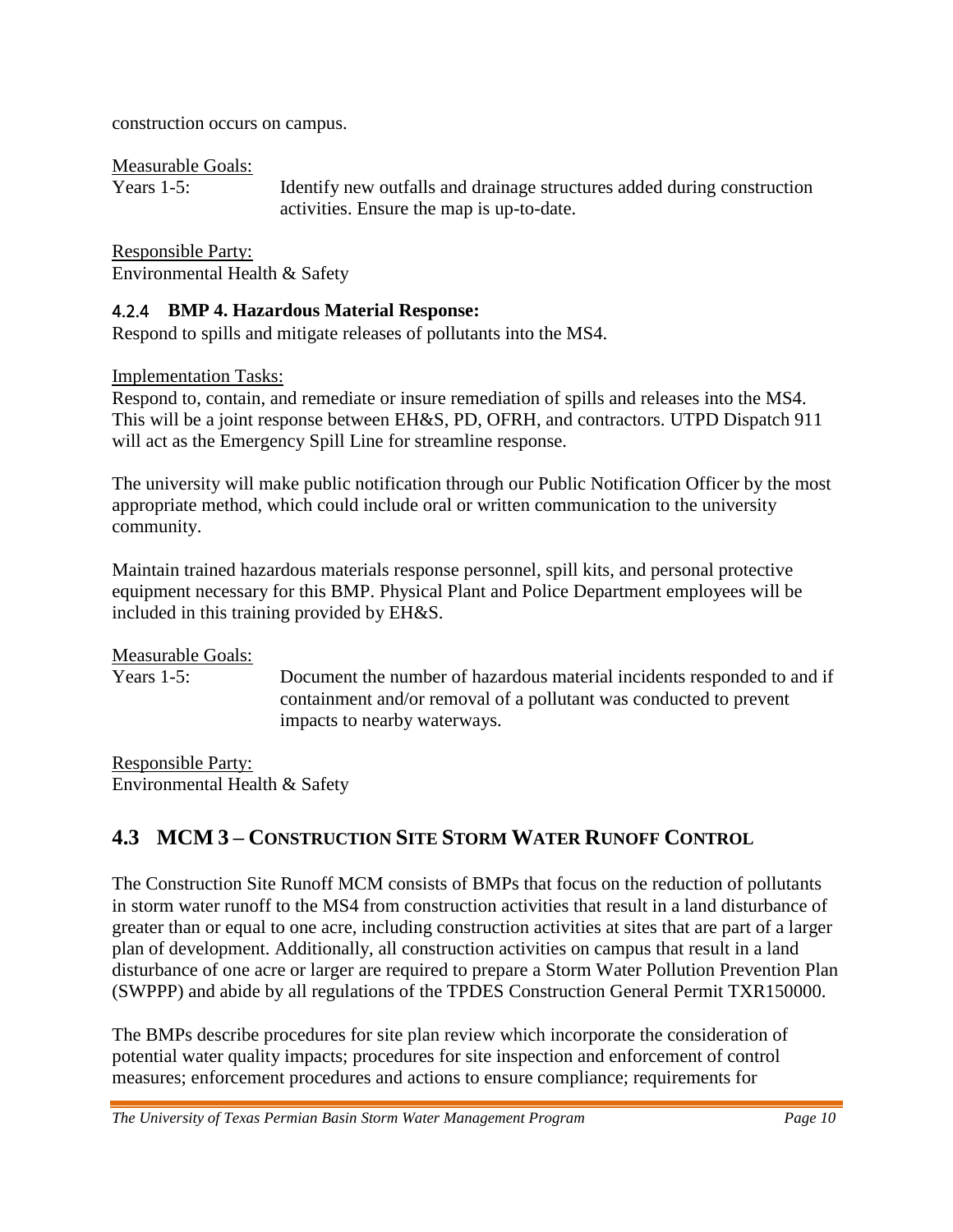construction occurs on campus.

Measurable Goals:

Years 1-5: Identify new outfalls and drainage structures added during construction activities. Ensure the map is up-to-date.

Responsible Party:
Environmental Health & Safety

### 4.2.4 BMP 4. Hazardous Material Response:

Respond to spills and mitigate releases of pollutants into the MS4.

Implementation Tasks:

Respond to, contain, and remediate or insure remediation of spills and releases into the MS4. This will be a joint response between EH&S, PD, OFRH, and contractors. UTPD Dispatch 911 will act as the Emergency Spill Line for streamline response.

The university will make public notification through our Public Notification Officer by the most appropriate method, which could include oral or written communication to the university community.

Maintain trained hazardous materials response personnel, spill kits, and personal protective equipment necessary for this BMP. Physical Plant and Police Department employees will be included in this training provided by EH&S.

Measurable Goals:

Years 1-5: Document the number of hazardous material incidents responded to and if containment and/or removal of a pollutant was conducted to prevent impacts to nearby waterways.

Responsible Party:
Environmental Health & Safety

## 4.3 MCM 3 – Construction Site Storm Water Runoff Control

The Construction Site Runoff MCM consists of BMPs that focus on the reduction of pollutants in storm water runoff to the MS4 from construction activities that result in a land disturbance of greater than or equal to one acre, including construction activities at sites that are part of a larger plan of development. Additionally, all construction activities on campus that result in a land disturbance of one acre or larger are required to prepare a Storm Water Pollution Prevention Plan (SWPPP) and abide by all regulations of the TPDES Construction General Permit TXR150000.

The BMPs describe procedures for site plan review which incorporate the consideration of potential water quality impacts; procedures for site inspection and enforcement of control measures; enforcement procedures and actions to ensure compliance; requirements for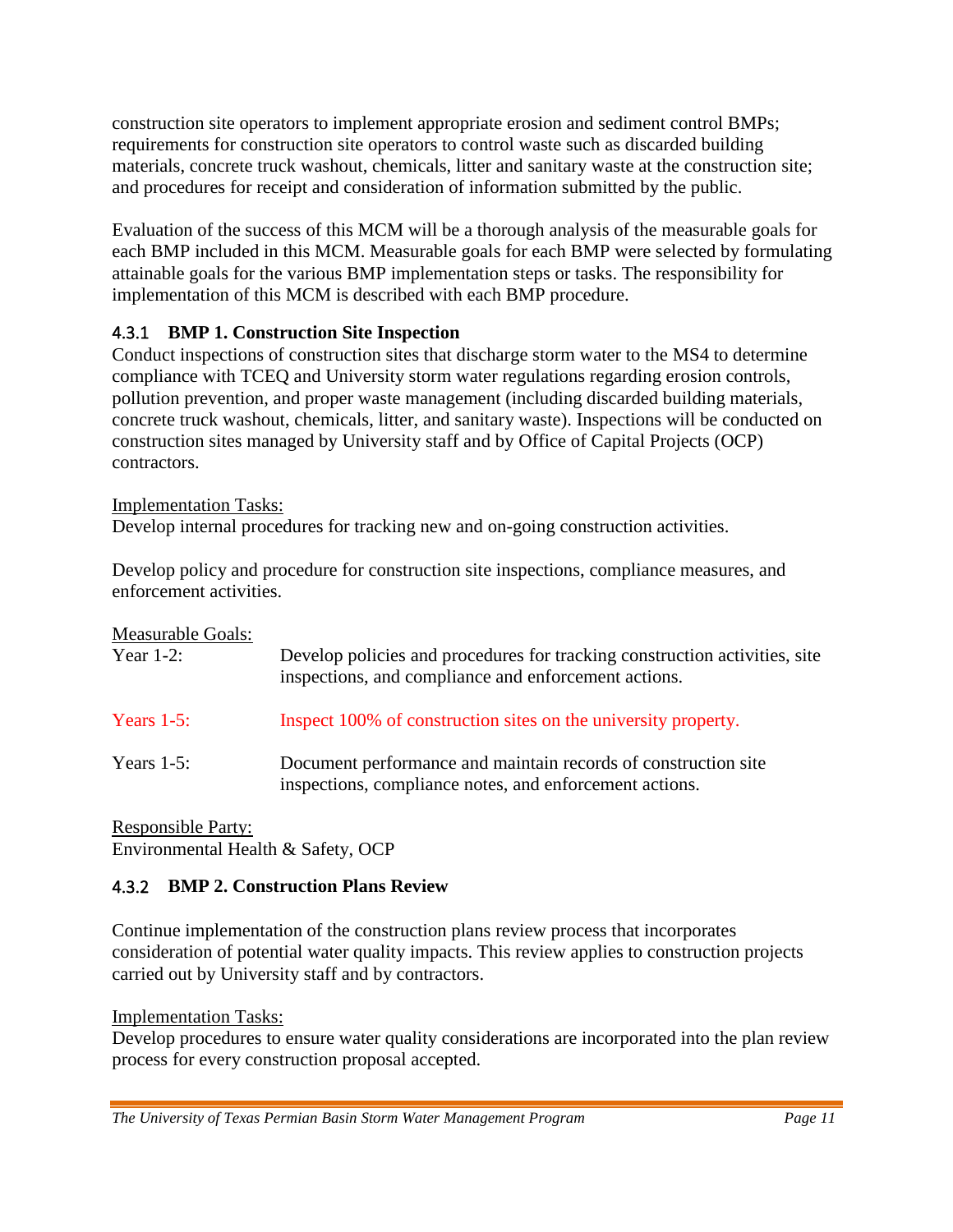construction site operators to implement appropriate erosion and sediment control BMPs; requirements for construction site operators to control waste such as discarded building materials, concrete truck washout, chemicals, litter and sanitary waste at the construction site; and procedures for receipt and consideration of information submitted by the public.

Evaluation of the success of this MCM will be a thorough analysis of the measurable goals for each BMP included in this MCM. Measurable goals for each BMP were selected by formulating attainable goals for the various BMP implementation steps or tasks. The responsibility for implementation of this MCM is described with each BMP procedure.

### 4.3.1 BMP 1. Construction Site Inspection

Conduct inspections of construction sites that discharge storm water to the MS4 to determine compliance with TCEQ and University storm water regulations regarding erosion controls, pollution prevention, and proper waste management (including discarded building materials, concrete truck washout, chemicals, litter, and sanitary waste). Inspections will be conducted on construction sites managed by University staff and by Office of Capital Projects (OCP) contractors.

<u>Implementation Tasks:</u>
Develop internal procedures for tracking new and on-going construction activities.

Develop policy and procedure for construction site inspections, compliance measures, and enforcement activities.

<u>Measurable Goals:</u>

| | |
|---|---|
| Year 1-2: | Develop policies and procedures for tracking construction activities, site inspections, and compliance and enforcement actions. |
| Years 1-5: | Inspect 100% of construction sites on the university property. |
| Years 1-5: | Document performance and maintain records of construction site inspections, compliance notes, and enforcement actions. |

<u>Responsible Party:</u>
Environmental Health & Safety, OCP

### 4.3.2 BMP 2. Construction Plans Review

Continue implementation of the construction plans review process that incorporates consideration of potential water quality impacts. This review applies to construction projects carried out by University staff and by contractors.

<u>Implementation Tasks:</u>
Develop procedures to ensure water quality considerations are incorporated into the plan review process for every construction proposal accepted.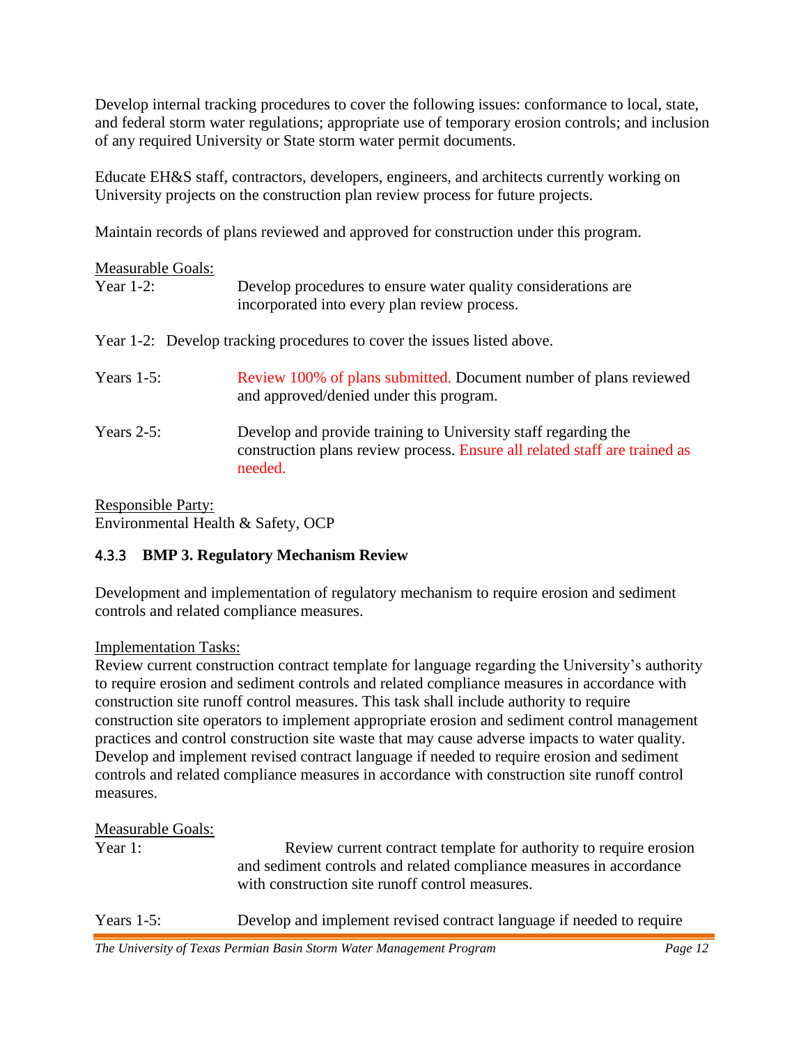Develop internal tracking procedures to cover the following issues: conformance to local, state, and federal storm water regulations; appropriate use of temporary erosion controls; and inclusion of any required University or State storm water permit documents.

Educate EH&S staff, contractors, developers, engineers, and architects currently working on University projects on the construction plan review process for future projects.

Maintain records of plans reviewed and approved for construction under this program.

Measurable Goals:

Year 1-2: Develop procedures to ensure water quality considerations are incorporated into every plan review process.

Year 1-2: Develop tracking procedures to cover the issues listed above.

Years 1-5: Review 100% of plans submitted. Document number of plans reviewed and approved/denied under this program.

Years 2-5: Develop and provide training to University staff regarding the construction plans review process. Ensure all related staff are trained as needed.

Responsible Party:
Environmental Health & Safety, OCP

### 4.3.3 BMP 3. Regulatory Mechanism Review

Development and implementation of regulatory mechanism to require erosion and sediment controls and related compliance measures.

Implementation Tasks:
Review current construction contract template for language regarding the University's authority to require erosion and sediment controls and related compliance measures in accordance with construction site runoff control measures. This task shall include authority to require construction site operators to implement appropriate erosion and sediment control management practices and control construction site waste that may cause adverse impacts to water quality. Develop and implement revised contract language if needed to require erosion and sediment controls and related compliance measures in accordance with construction site runoff control measures.

Measurable Goals:

Year 1: Review current contract template for authority to require erosion and sediment controls and related compliance measures in accordance with construction site runoff control measures.

Years 1-5: Develop and implement revised contract language if needed to require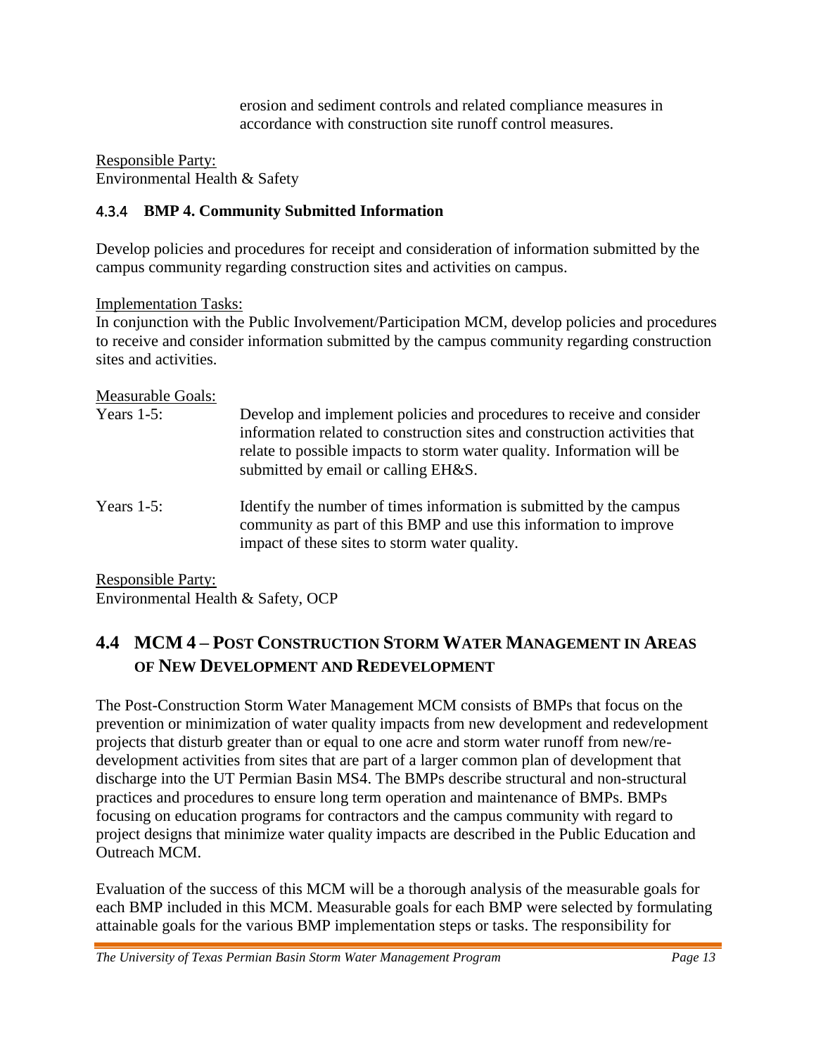erosion and sediment controls and related compliance measures in accordance with construction site runoff control measures.

Responsible Party:
Environmental Health & Safety

### 4.3.4 BMP 4. Community Submitted Information

Develop policies and procedures for receipt and consideration of information submitted by the campus community regarding construction sites and activities on campus.

Implementation Tasks:
In conjunction with the Public Involvement/Participation MCM, develop policies and procedures to receive and consider information submitted by the campus community regarding construction sites and activities.

Measurable Goals:

Years 1-5: Develop and implement policies and procedures to receive and consider information related to construction sites and construction activities that relate to possible impacts to storm water quality. Information will be submitted by email or calling EH&S.

Years 1-5: Identify the number of times information is submitted by the campus community as part of this BMP and use this information to improve impact of these sites to storm water quality.

Responsible Party:
Environmental Health & Safety, OCP

## 4.4 MCM 4 – POST CONSTRUCTION STORM WATER MANAGEMENT IN AREAS OF NEW DEVELOPMENT AND REDEVELOPMENT

The Post-Construction Storm Water Management MCM consists of BMPs that focus on the prevention or minimization of water quality impacts from new development and redevelopment projects that disturb greater than or equal to one acre and storm water runoff from new/re-development activities from sites that are part of a larger common plan of development that discharge into the UT Permian Basin MS4. The BMPs describe structural and non-structural practices and procedures to ensure long term operation and maintenance of BMPs. BMPs focusing on education programs for contractors and the campus community with regard to project designs that minimize water quality impacts are described in the Public Education and Outreach MCM.

Evaluation of the success of this MCM will be a thorough analysis of the measurable goals for each BMP included in this MCM. Measurable goals for each BMP were selected by formulating attainable goals for the various BMP implementation steps or tasks. The responsibility for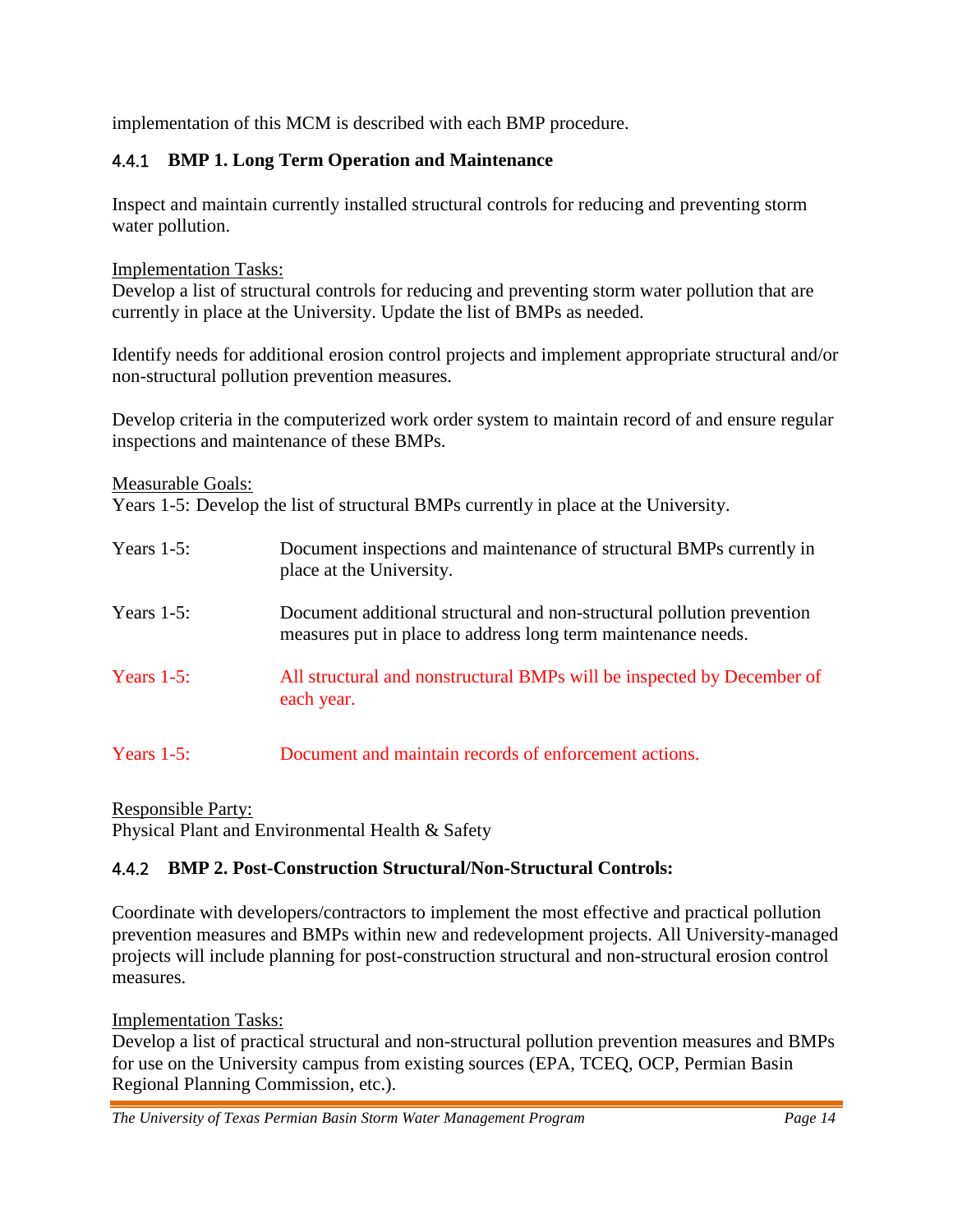implementation of this MCM is described with each BMP procedure.

### 4.4.1 BMP 1. Long Term Operation and Maintenance

Inspect and maintain currently installed structural controls for reducing and preventing storm water pollution.

Implementation Tasks:
Develop a list of structural controls for reducing and preventing storm water pollution that are currently in place at the University. Update the list of BMPs as needed.

Identify needs for additional erosion control projects and implement appropriate structural and/or non-structural pollution prevention measures.

Develop criteria in the computerized work order system to maintain record of and ensure regular inspections and maintenance of these BMPs.

Measurable Goals:
Years 1-5: Develop the list of structural BMPs currently in place at the University.

Years 1-5: Document inspections and maintenance of structural BMPs currently in place at the University.

Years 1-5: Document additional structural and non-structural pollution prevention measures put in place to address long term maintenance needs.

Years 1-5: All structural and nonstructural BMPs will be inspected by December of each year.

Years 1-5: Document and maintain records of enforcement actions.

Responsible Party:
Physical Plant and Environmental Health & Safety

### 4.4.2 BMP 2. Post-Construction Structural/Non-Structural Controls:

Coordinate with developers/contractors to implement the most effective and practical pollution prevention measures and BMPs within new and redevelopment projects. All University-managed projects will include planning for post-construction structural and non-structural erosion control measures.

Implementation Tasks:
Develop a list of practical structural and non-structural pollution prevention measures and BMPs for use on the University campus from existing sources (EPA, TCEQ, OCP, Permian Basin Regional Planning Commission, etc.).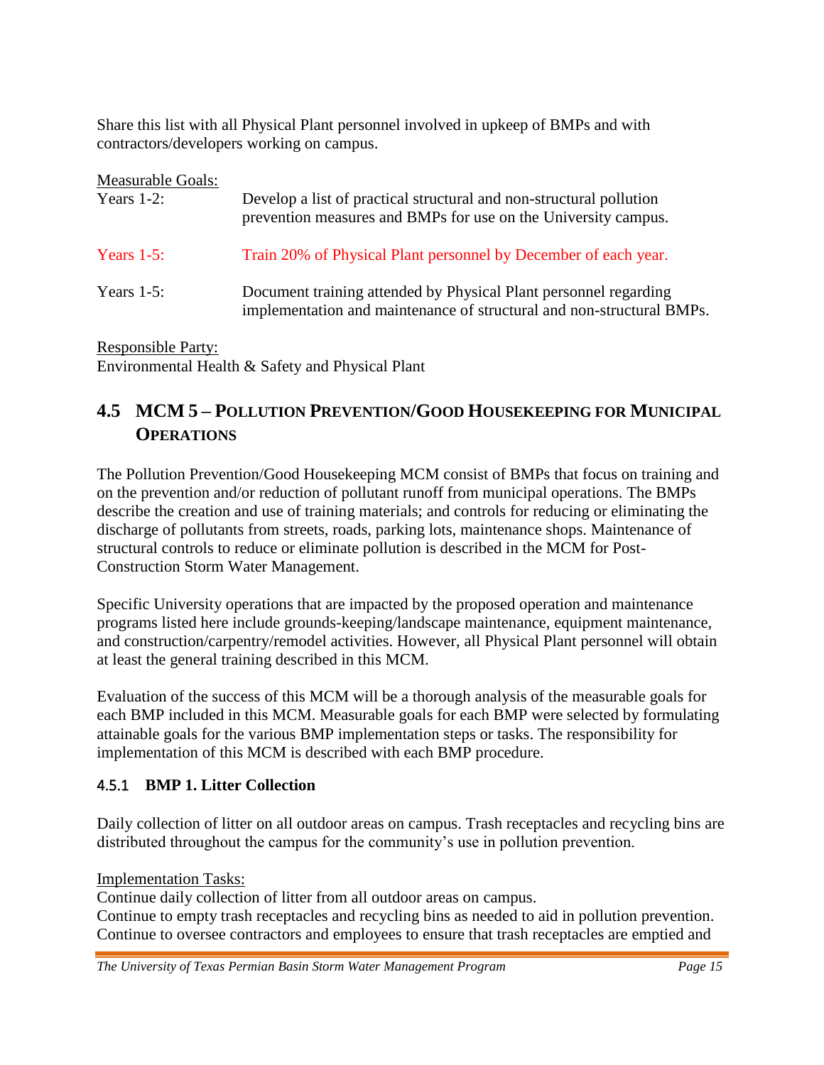Share this list with all Physical Plant personnel involved in upkeep of BMPs and with contractors/developers working on campus.

Measurable Goals:

| | |
|---|---|
| Years 1-2: | Develop a list of practical structural and non-structural pollution prevention measures and BMPs for use on the University campus. |
| Years 1-5: | Train 20% of Physical Plant personnel by December of each year. |
| Years 1-5: | Document training attended by Physical Plant personnel regarding implementation and maintenance of structural and non-structural BMPs. |

Responsible Party:
Environmental Health & Safety and Physical Plant

## 4.5 MCM 5 – Pollution Prevention/Good Housekeeping for Municipal Operations

The Pollution Prevention/Good Housekeeping MCM consist of BMPs that focus on training and on the prevention and/or reduction of pollutant runoff from municipal operations. The BMPs describe the creation and use of training materials; and controls for reducing or eliminating the discharge of pollutants from streets, roads, parking lots, maintenance shops. Maintenance of structural controls to reduce or eliminate pollution is described in the MCM for Post-Construction Storm Water Management.

Specific University operations that are impacted by the proposed operation and maintenance programs listed here include grounds-keeping/landscape maintenance, equipment maintenance, and construction/carpentry/remodel activities. However, all Physical Plant personnel will obtain at least the general training described in this MCM.

Evaluation of the success of this MCM will be a thorough analysis of the measurable goals for each BMP included in this MCM. Measurable goals for each BMP were selected by formulating attainable goals for the various BMP implementation steps or tasks. The responsibility for implementation of this MCM is described with each BMP procedure.

### 4.5.1 BMP 1. Litter Collection

Daily collection of litter on all outdoor areas on campus. Trash receptacles and recycling bins are distributed throughout the campus for the community's use in pollution prevention.

Implementation Tasks:
Continue daily collection of litter from all outdoor areas on campus.
Continue to empty trash receptacles and recycling bins as needed to aid in pollution prevention.
Continue to oversee contractors and employees to ensure that trash receptacles are emptied and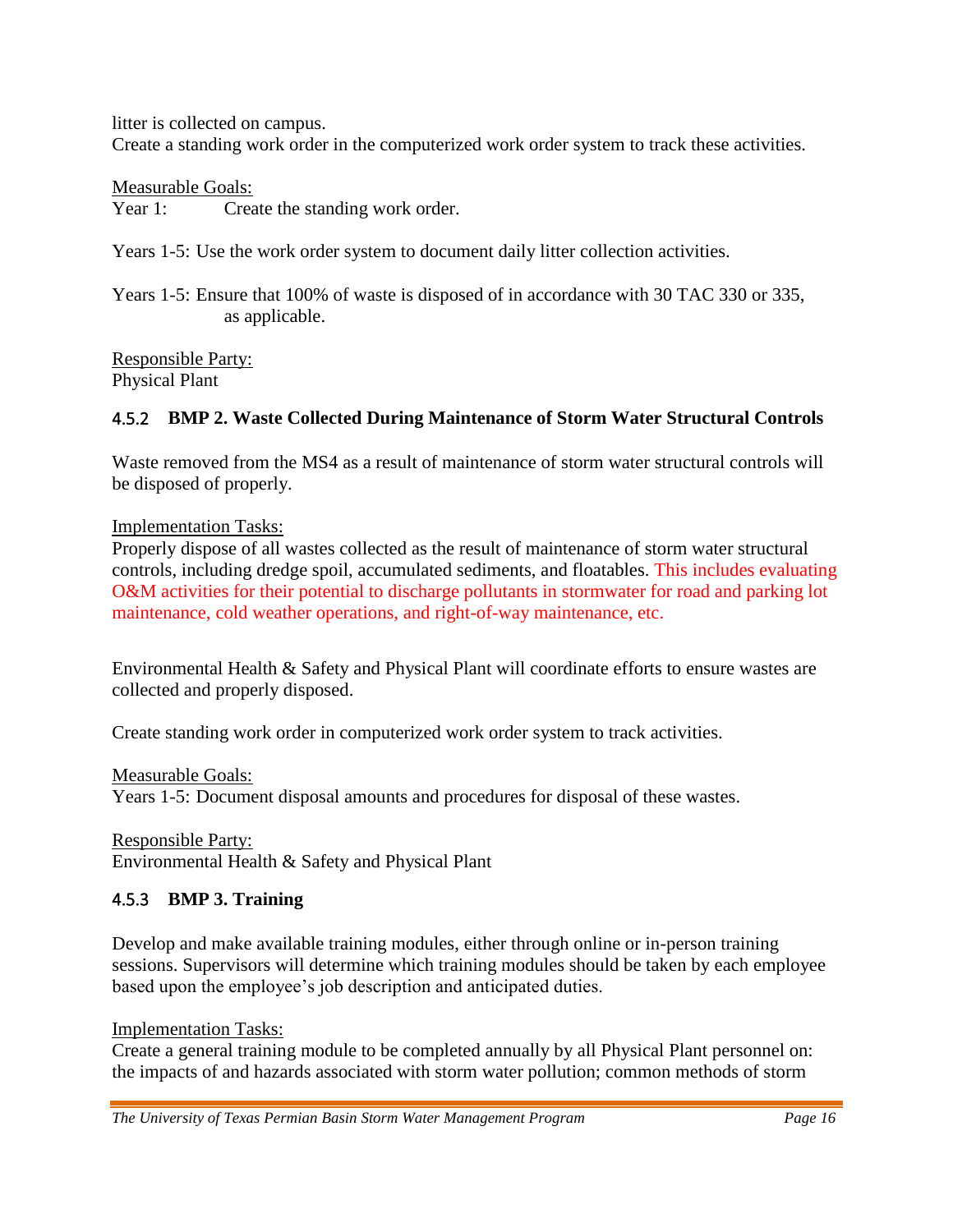litter is collected on campus.
Create a standing work order in the computerized work order system to track these activities.

Measurable Goals:
Year 1: Create the standing work order.

Years 1-5: Use the work order system to document daily litter collection activities.

Years 1-5: Ensure that 100% of waste is disposed of in accordance with 30 TAC 330 or 335, as applicable.

Responsible Party:
Physical Plant

### 4.5.2 BMP 2. Waste Collected During Maintenance of Storm Water Structural Controls

Waste removed from the MS4 as a result of maintenance of storm water structural controls will be disposed of properly.

Implementation Tasks:
Properly dispose of all wastes collected as the result of maintenance of storm water structural controls, including dredge spoil, accumulated sediments, and floatables. This includes evaluating O&M activities for their potential to discharge pollutants in stormwater for road and parking lot maintenance, cold weather operations, and right-of-way maintenance, etc.

Environmental Health & Safety and Physical Plant will coordinate efforts to ensure wastes are collected and properly disposed.

Create standing work order in computerized work order system to track activities.

Measurable Goals:
Years 1-5: Document disposal amounts and procedures for disposal of these wastes.

Responsible Party:
Environmental Health & Safety and Physical Plant

### 4.5.3 BMP 3. Training

Develop and make available training modules, either through online or in-person training sessions. Supervisors will determine which training modules should be taken by each employee based upon the employee's job description and anticipated duties.

Implementation Tasks:
Create a general training module to be completed annually by all Physical Plant personnel on: the impacts of and hazards associated with storm water pollution; common methods of storm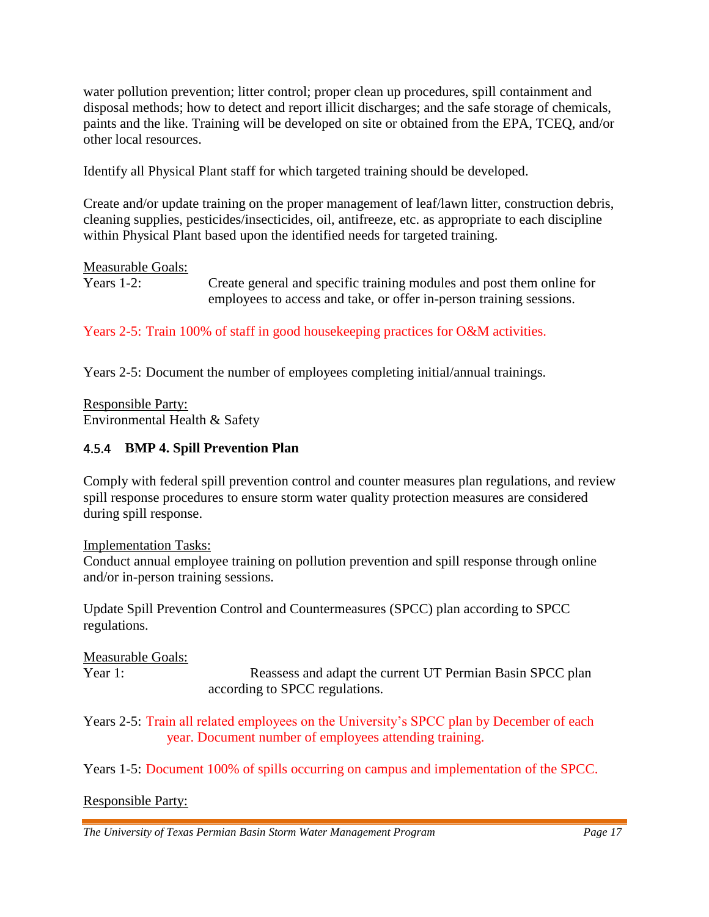water pollution prevention; litter control; proper clean up procedures, spill containment and disposal methods; how to detect and report illicit discharges; and the safe storage of chemicals, paints and the like. Training will be developed on site or obtained from the EPA, TCEQ, and/or other local resources.

Identify all Physical Plant staff for which targeted training should be developed.

Create and/or update training on the proper management of leaf/lawn litter, construction debris, cleaning supplies, pesticides/insecticides, oil, antifreeze, etc. as appropriate to each discipline within Physical Plant based upon the identified needs for targeted training.

Measurable Goals:

Years 1-2: Create general and specific training modules and post them online for employees to access and take, or offer in-person training sessions.

Years 2-5: Train 100% of staff in good housekeeping practices for O&M activities.

Years 2-5: Document the number of employees completing initial/annual trainings.

Responsible Party:
Environmental Health & Safety

### 4.5.4 BMP 4. Spill Prevention Plan

Comply with federal spill prevention control and counter measures plan regulations, and review spill response procedures to ensure storm water quality protection measures are considered during spill response.

Implementation Tasks:
Conduct annual employee training on pollution prevention and spill response through online and/or in-person training sessions.

Update Spill Prevention Control and Countermeasures (SPCC) plan according to SPCC regulations.

Measurable Goals:

Year 1: Reassess and adapt the current UT Permian Basin SPCC plan according to SPCC regulations.

Years 2-5: Train all related employees on the University's SPCC plan by December of each year. Document number of employees attending training.

Years 1-5: Document 100% of spills occurring on campus and implementation of the SPCC.

Responsible Party: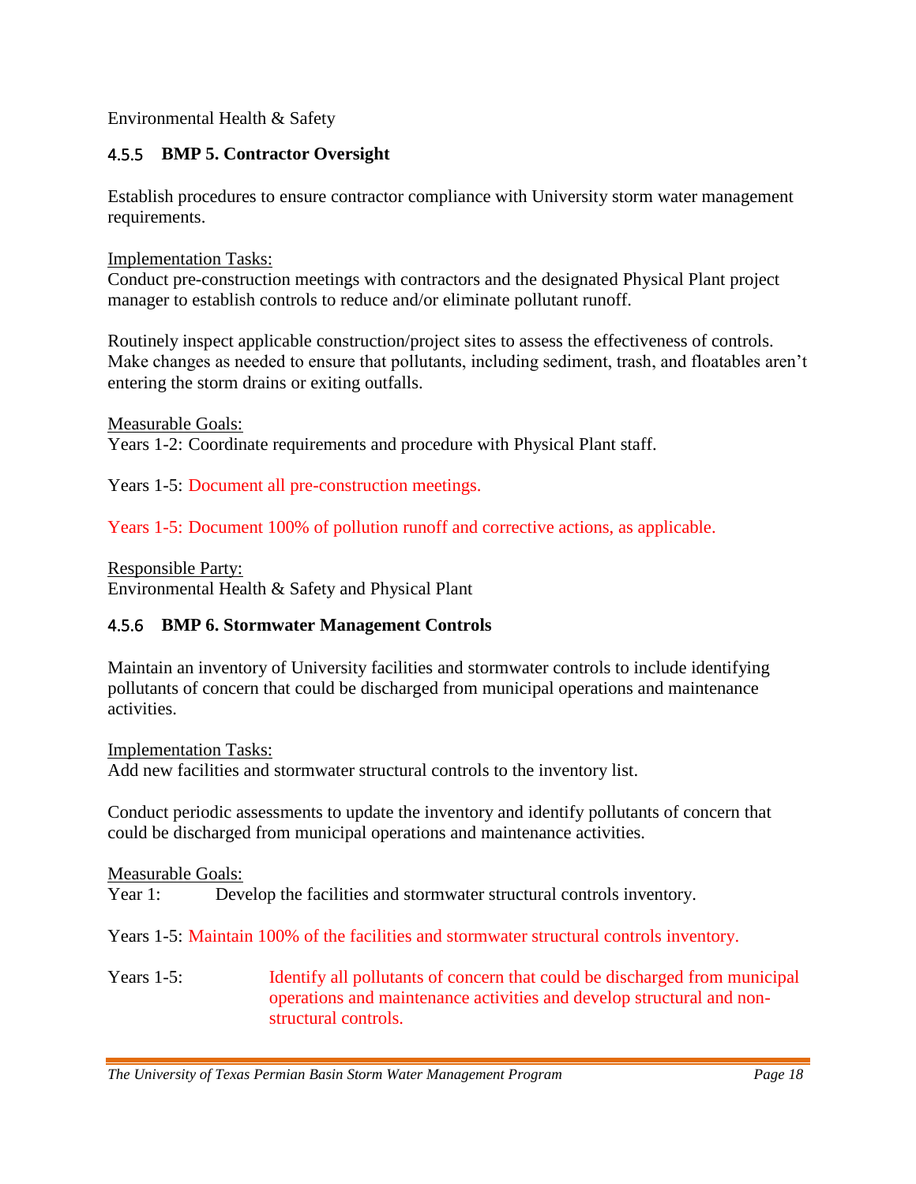Environmental Health & Safety

### 4.5.5 BMP 5. Contractor Oversight

Establish procedures to ensure contractor compliance with University storm water management requirements.

Implementation Tasks:
Conduct pre-construction meetings with contractors and the designated Physical Plant project manager to establish controls to reduce and/or eliminate pollutant runoff.

Routinely inspect applicable construction/project sites to assess the effectiveness of controls. Make changes as needed to ensure that pollutants, including sediment, trash, and floatables aren't entering the storm drains or exiting outfalls.

Measurable Goals:
Years 1-2: Coordinate requirements and procedure with Physical Plant staff.

Years 1-5: Document all pre-construction meetings.

Years 1-5: Document 100% of pollution runoff and corrective actions, as applicable.

Responsible Party:
Environmental Health & Safety and Physical Plant

### 4.5.6 BMP 6. Stormwater Management Controls

Maintain an inventory of University facilities and stormwater controls to include identifying pollutants of concern that could be discharged from municipal operations and maintenance activities.

Implementation Tasks:
Add new facilities and stormwater structural controls to the inventory list.

Conduct periodic assessments to update the inventory and identify pollutants of concern that could be discharged from municipal operations and maintenance activities.

Measurable Goals:
Year 1: Develop the facilities and stormwater structural controls inventory.

Years 1-5: Maintain 100% of the facilities and stormwater structural controls inventory.

Years 1-5: Identify all pollutants of concern that could be discharged from municipal operations and maintenance activities and develop structural and non-structural controls.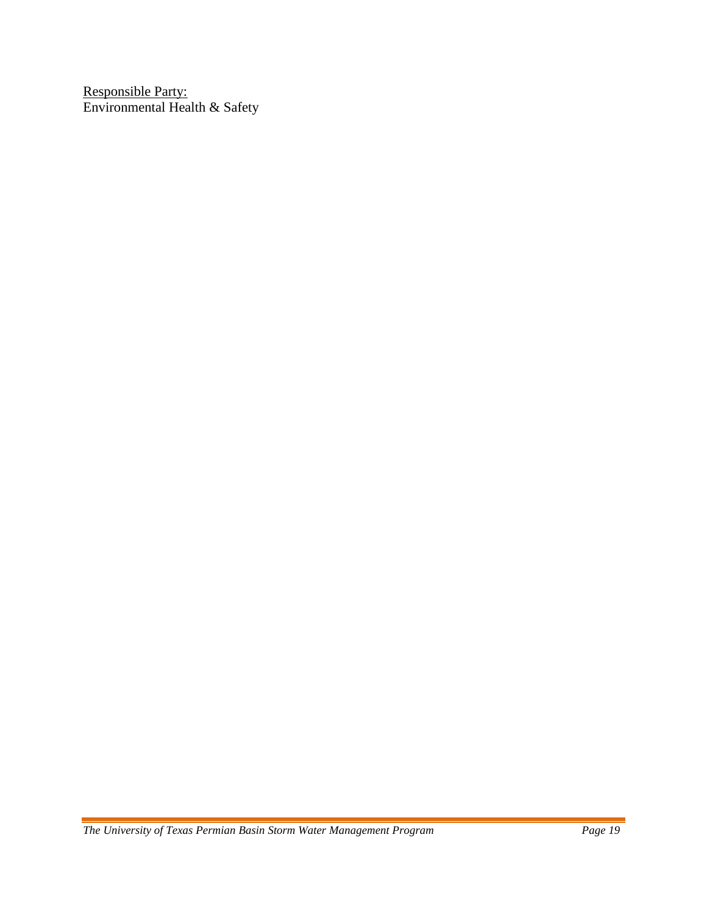<u>Responsible Party:</u>
Environmental Health & Safety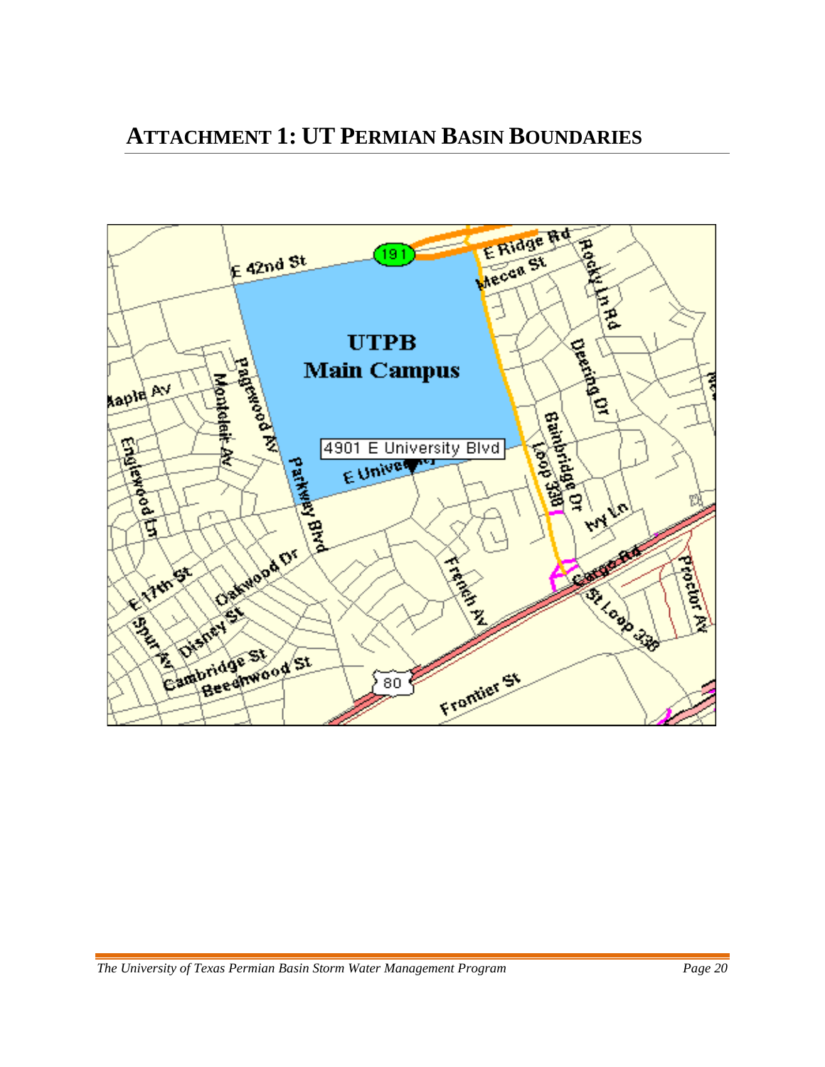# ATTACHMENT 1: UT PERMIAN BASIN BOUNDARIES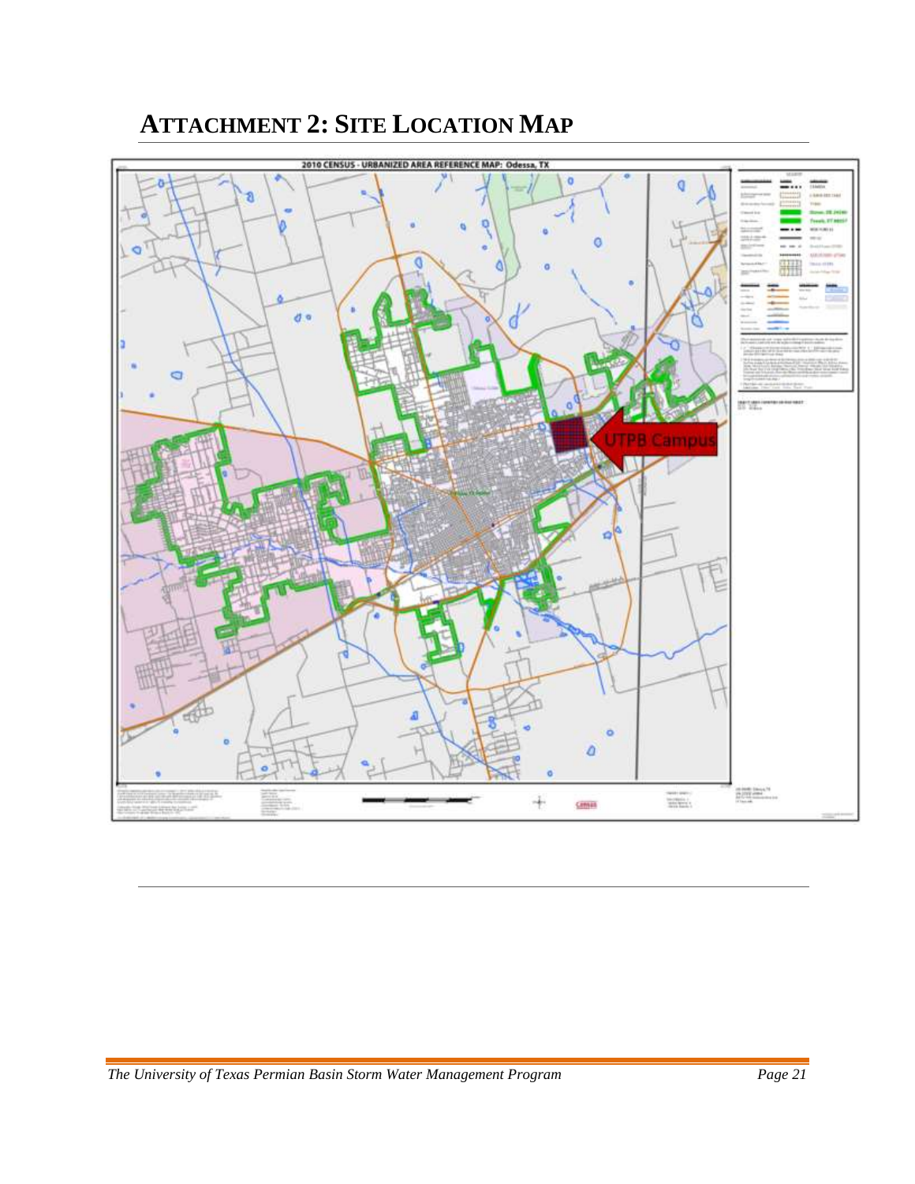# ATTACHMENT 2: SITE LOCATION MAP

2010 CENSUS - URBANIZED AREA REFERENCE MAP: Odessa, TX

UTPB Campus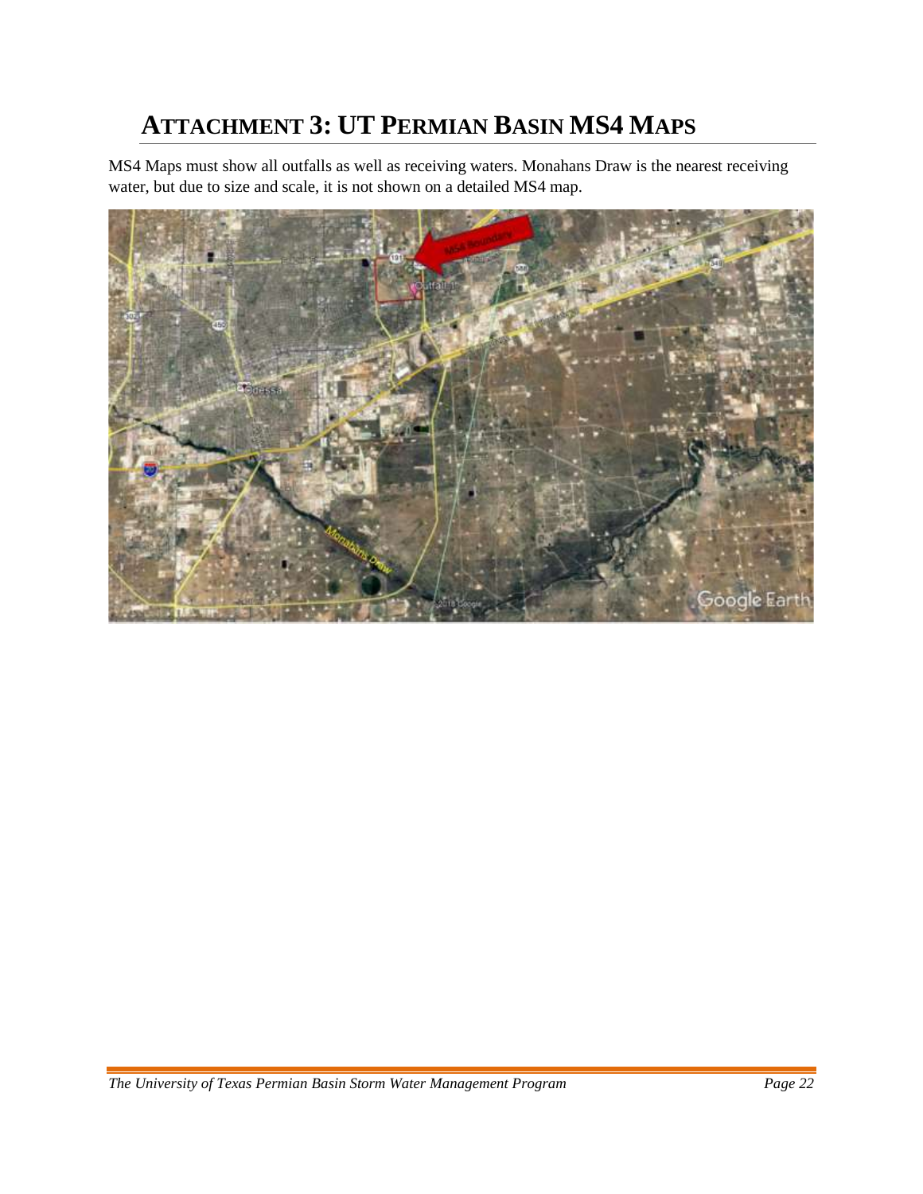# ATTACHMENT 3: UT PERMIAN BASIN MS4 MAPS

MS4 Maps must show all outfalls as well as receiving waters. Monahans Draw is the nearest receiving water, but due to size and scale, it is not shown on a detailed MS4 map.